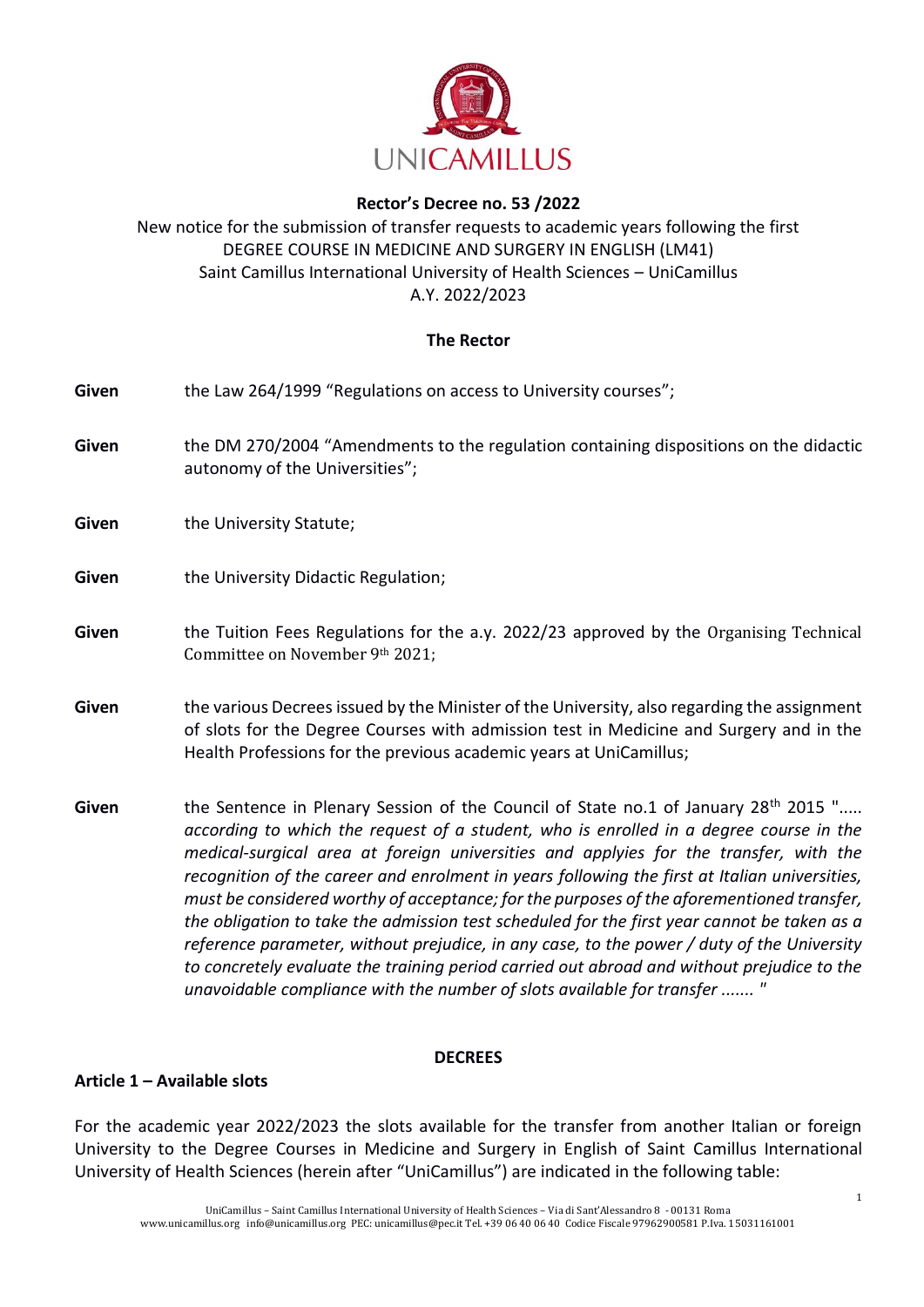**Rector's Decree no. 53 /2022**

New notice for the submission of transfer requests to academic years following the first DEGREE COURSE IN MEDICINE AND SURGERY IN ENGLISH (LM41)
Saint Camillus International University of Health Sciences – UniCamillus
A.Y. 2022/2023

**The Rector**

**Given** the Law 264/1999 "Regulations on access to University courses";

**Given** the DM 270/2004 "Amendments to the regulation containing dispositions on the didactic autonomy of the Universities";

**Given** the University Statute;

**Given** the University Didactic Regulation;

**Given** the Tuition Fees Regulations for the a.y. 2022/23 approved by the Organising Technical Committee on November 9th 2021;

**Given** the various Decrees issued by the Minister of the University, also regarding the assignment of slots for the Degree Courses with admission test in Medicine and Surgery and in the Health Professions for the previous academic years at UniCamillus;

**Given** the Sentence in Plenary Session of the Council of State no.1 of January 28th 2015 "..... *according to which the request of a student, who is enrolled in a degree course in the medical-surgical area at foreign universities and applies for the transfer, with the recognition of the career and enrolment in years following the first at Italian universities, must be considered worthy of acceptance; for the purposes of the aforementioned transfer, the obligation to take the admission test scheduled for the first year cannot be taken as a reference parameter, without prejudice, in any case, to the power / duty of the University to concretely evaluate the training period carried out abroad and without prejudice to the unavoidable compliance with the number of slots available for transfer* ....... "

**DECREES**

**Article 1 – Available slots**

For the academic year 2022/2023 the slots available for the transfer from another Italian or foreign University to the Degree Courses in Medicine and Surgery in English of Saint Camillus International University of Health Sciences (herein after "UniCamillus") are indicated in the following table: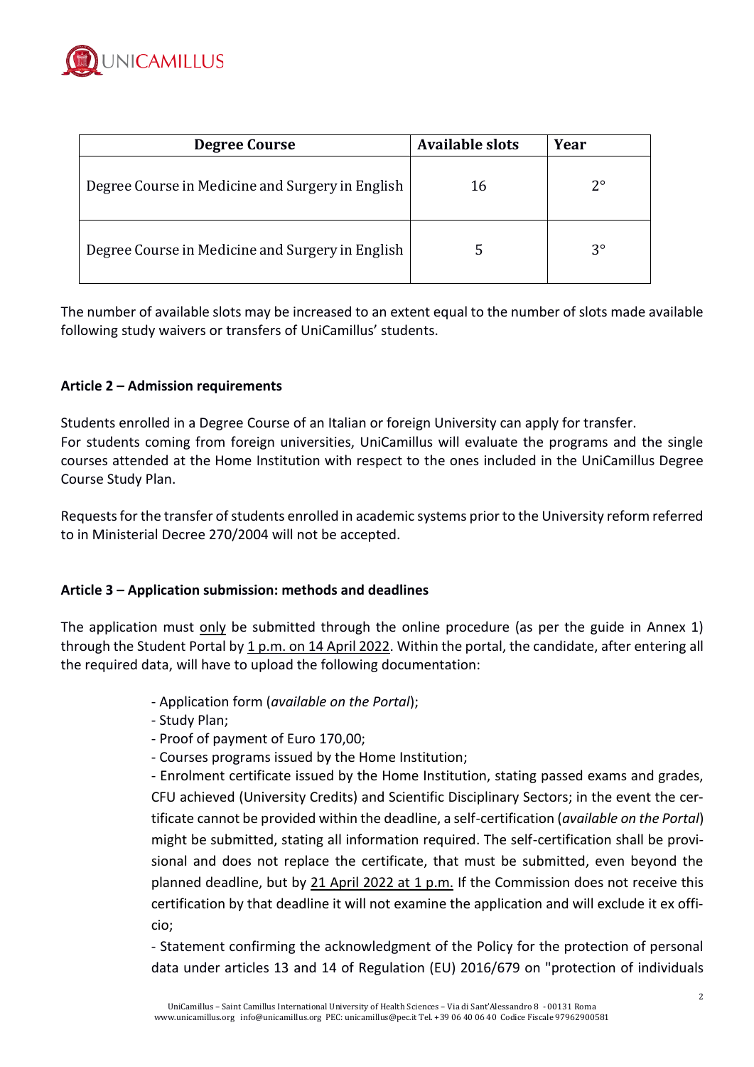| Degree Course | Available slots | Year |
|---|---|---|
| Degree Course in Medicine and Surgery in English | 16 | 2° |
| Degree Course in Medicine and Surgery in English | 5 | 3° |

The number of available slots may be increased to an extent equal to the number of slots made available following study waivers or transfers of UniCamillus' students.

**Article 2 – Admission requirements**

Students enrolled in a Degree Course of an Italian or foreign University can apply for transfer.
For students coming from foreign universities, UniCamillus will evaluate the programs and the single courses attended at the Home Institution with respect to the ones included in the UniCamillus Degree Course Study Plan.

Requests for the transfer of students enrolled in academic systems prior to the University reform referred to in Ministerial Decree 270/2004 will not be accepted.

**Article 3 – Application submission: methods and deadlines**

The application must only be submitted through the online procedure (as per the guide in Annex 1) through the Student Portal by 1 p.m. on 14 April 2022. Within the portal, the candidate, after entering all the required data, will have to upload the following documentation:

- Application form (*available on the Portal*);
- Study Plan;
- Proof of payment of Euro 170,00;
- Courses programs issued by the Home Institution;
- Enrolment certificate issued by the Home Institution, stating passed exams and grades, CFU achieved (University Credits) and Scientific Disciplinary Sectors; in the event the certificate cannot be provided within the deadline, a self-certification (*available on the Portal*) might be submitted, stating all information required. The self-certification shall be provisional and does not replace the certificate, that must be submitted, even beyond the planned deadline, but by 21 April 2022 at 1 p.m. If the Commission does not receive this certification by that deadline it will not examine the application and will exclude it ex officio;
- Statement confirming the acknowledgment of the Policy for the protection of personal data under articles 13 and 14 of Regulation (EU) 2016/679 on "protection of individuals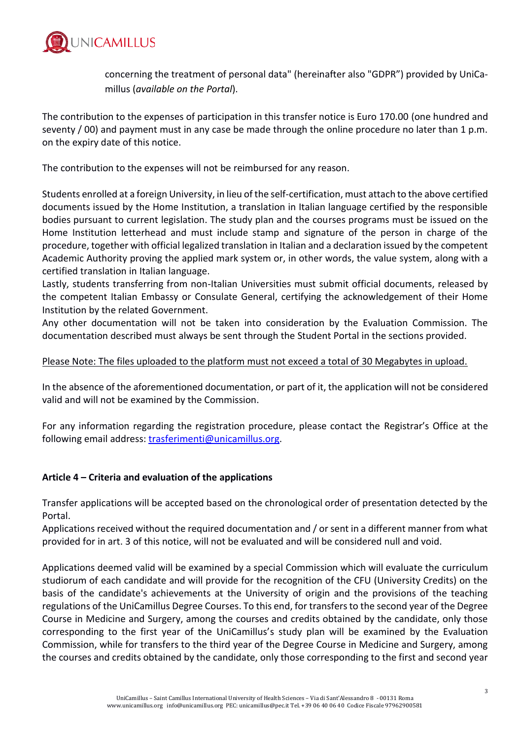concerning the treatment of personal data" (hereinafter also "GDPR") provided by UniCamillus (*available on the Portal*).

The contribution to the expenses of participation in this transfer notice is Euro 170.00 (one hundred and seventy / 00) and payment must in any case be made through the online procedure no later than 1 p.m. on the expiry date of this notice.

The contribution to the expenses will not be reimbursed for any reason.

Students enrolled at a foreign University, in lieu of the self-certification, must attach to the above certified documents issued by the Home Institution, a translation in Italian language certified by the responsible bodies pursuant to current legislation. The study plan and the courses programs must be issued on the Home Institution letterhead and must include stamp and signature of the person in charge of the procedure, together with official legalized translation in Italian and a declaration issued by the competent Academic Authority proving the applied mark system or, in other words, the value system, along with a certified translation in Italian language.
Lastly, students transferring from non-Italian Universities must submit official documents, released by the competent Italian Embassy or Consulate General, certifying the acknowledgement of their Home Institution by the related Government.
Any other documentation will not be taken into consideration by the Evaluation Commission. The documentation described must always be sent through the Student Portal in the sections provided.

Please Note: The files uploaded to the platform must not exceed a total of 30 Megabytes in upload.

In the absence of the aforementioned documentation, or part of it, the application will not be considered valid and will not be examined by the Commission.

For any information regarding the registration procedure, please contact the Registrar's Office at the following email address: trasferimenti@unicamillus.org.

**Article 4 – Criteria and evaluation of the applications**

Transfer applications will be accepted based on the chronological order of presentation detected by the Portal.
Applications received without the required documentation and / or sent in a different manner from what provided for in art. 3 of this notice, will not be evaluated and will be considered null and void.

Applications deemed valid will be examined by a special Commission which will evaluate the curriculum studiorum of each candidate and will provide for the recognition of the CFU (University Credits) on the basis of the candidate's achievements at the University of origin and the provisions of the teaching regulations of the UniCamillus Degree Courses. To this end, for transfers to the second year of the Degree Course in Medicine and Surgery, among the courses and credits obtained by the candidate, only those corresponding to the first year of the UniCamillus's study plan will be examined by the Evaluation Commission, while for transfers to the third year of the Degree Course in Medicine and Surgery, among the courses and credits obtained by the candidate, only those corresponding to the first and second year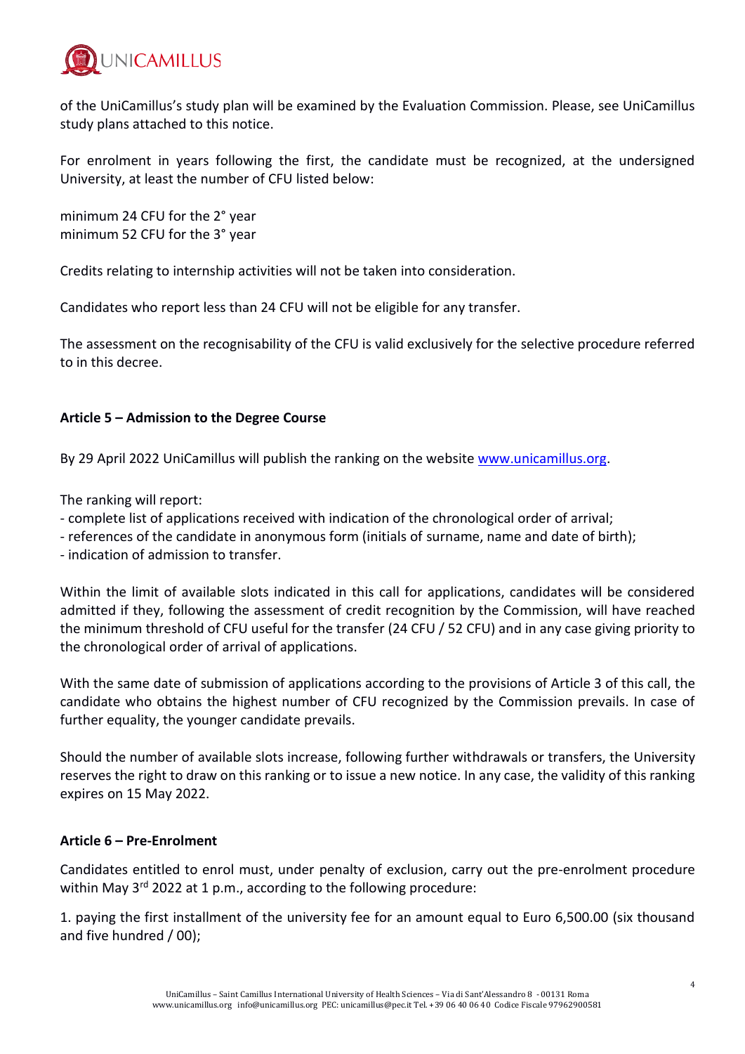of the UniCamillus's study plan will be examined by the Evaluation Commission. Please, see UniCamillus study plans attached to this notice.

For enrolment in years following the first, the candidate must be recognized, at the undersigned University, at least the number of CFU listed below:

minimum 24 CFU for the 2° year
minimum 52 CFU for the 3° year

Credits relating to internship activities will not be taken into consideration.

Candidates who report less than 24 CFU will not be eligible for any transfer.

The assessment on the recognisability of the CFU is valid exclusively for the selective procedure referred to in this decree.

**Article 5 – Admission to the Degree Course**

By 29 April 2022 UniCamillus will publish the ranking on the website www.unicamillus.org.

The ranking will report:
- complete list of applications received with indication of the chronological order of arrival;
- references of the candidate in anonymous form (initials of surname, name and date of birth);
- indication of admission to transfer.

Within the limit of available slots indicated in this call for applications, candidates will be considered admitted if they, following the assessment of credit recognition by the Commission, will have reached the minimum threshold of CFU useful for the transfer (24 CFU / 52 CFU) and in any case giving priority to the chronological order of arrival of applications.

With the same date of submission of applications according to the provisions of Article 3 of this call, the candidate who obtains the highest number of CFU recognized by the Commission prevails. In case of further equality, the younger candidate prevails.

Should the number of available slots increase, following further withdrawals or transfers, the University reserves the right to draw on this ranking or to issue a new notice. In any case, the validity of this ranking expires on 15 May 2022.

**Article 6 – Pre-Enrolment**

Candidates entitled to enrol must, under penalty of exclusion, carry out the pre-enrolment procedure within May 3rd 2022 at 1 p.m., according to the following procedure:

1. paying the first installment of the university fee for an amount equal to Euro 6,500.00 (six thousand and five hundred / 00);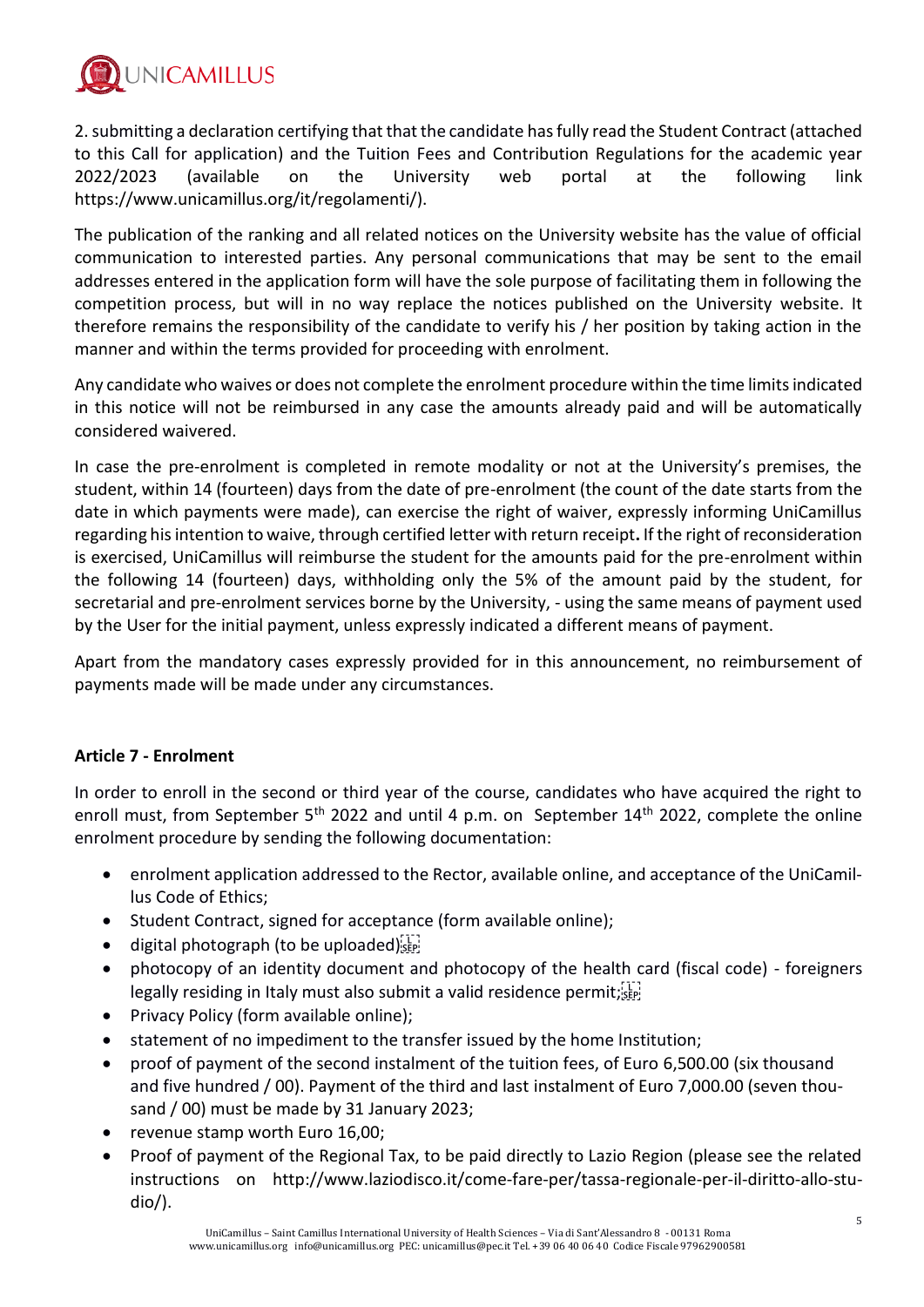2. submitting a declaration certifying that that the candidate has fully read the Student Contract (attached to this Call for application) and the Tuition Fees and Contribution Regulations for the academic year 2022/2023 (available on the University web portal at the following link https://www.unicamillus.org/it/regolamenti/).

The publication of the ranking and all related notices on the University website has the value of official communication to interested parties. Any personal communications that may be sent to the email addresses entered in the application form will have the sole purpose of facilitating them in following the competition process, but will in no way replace the notices published on the University website. It therefore remains the responsibility of the candidate to verify his / her position by taking action in the manner and within the terms provided for proceeding with enrolment.

Any candidate who waives or does not complete the enrolment procedure within the time limits indicated in this notice will not be reimbursed in any case the amounts already paid and will be automatically considered waivered.

In case the pre-enrolment is completed in remote modality or not at the University's premises, the student, within 14 (fourteen) days from the date of pre-enrolment (the count of the date starts from the date in which payments were made), can exercise the right of waiver, expressly informing UniCamillus regarding his intention to waive, through certified letter with return receipt**.** If the right of reconsideration is exercised, UniCamillus will reimburse the student for the amounts paid for the pre-enrolment within the following 14 (fourteen) days, withholding only the 5% of the amount paid by the student, for secretarial and pre-enrolment services borne by the University, - using the same means of payment used by the User for the initial payment, unless expressly indicated a different means of payment.

Apart from the mandatory cases expressly provided for in this announcement, no reimbursement of payments made will be made under any circumstances.

**Article 7 - Enrolment**

In order to enroll in the second or third year of the course, candidates who have acquired the right to enroll must, from September 5th 2022 and until 4 p.m. on September 14th 2022, complete the online enrolment procedure by sending the following documentation:

- enrolment application addressed to the Rector, available online, and acceptance of the UniCamillus Code of Ethics;
- Student Contract, signed for acceptance (form available online);
- digital photograph (to be uploaded);
- photocopy of an identity document and photocopy of the health card (fiscal code) - foreigners legally residing in Italy must also submit a valid residence permit;
- Privacy Policy (form available online);
- statement of no impediment to the transfer issued by the home Institution;
- proof of payment of the second instalment of the tuition fees, of Euro 6,500.00 (six thousand and five hundred / 00). Payment of the third and last instalment of Euro 7,000.00 (seven thousand / 00) must be made by 31 January 2023;
- revenue stamp worth Euro 16,00;
- Proof of payment of the Regional Tax, to be paid directly to Lazio Region (please see the related instructions on http://www.laziodisco.it/come-fare-per/tassa-regionale-per-il-diritto-allo-studio/).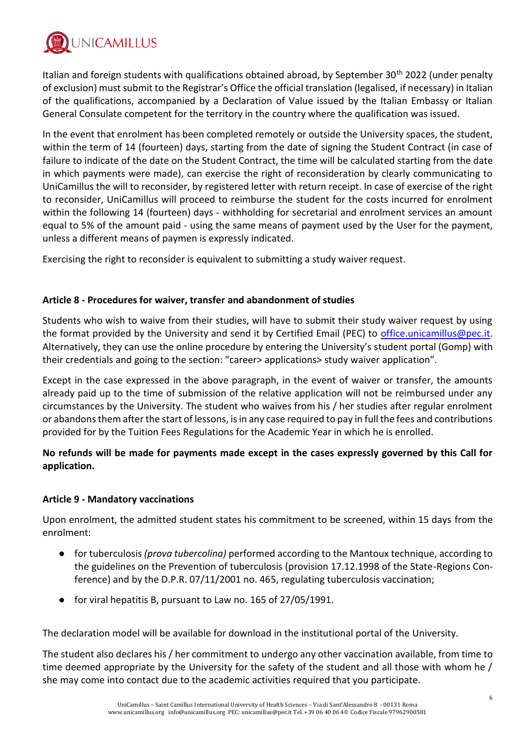Italian and foreign students with qualifications obtained abroad, by September 30th 2022 (under penalty of exclusion) must submit to the Registrar's Office the official translation (legalised, if necessary) in Italian of the qualifications, accompanied by a Declaration of Value issued by the Italian Embassy or Italian General Consulate competent for the territory in the country where the qualification was issued.

In the event that enrolment has been completed remotely or outside the University spaces, the student, within the term of 14 (fourteen) days, starting from the date of signing the Student Contract (in case of failure to indicate of the date on the Student Contract, the time will be calculated starting from the date in which payments were made), can exercise the right of reconsideration by clearly communicating to UniCamillus the will to reconsider, by registered letter with return receipt. In case of exercise of the right to reconsider, UniCamillus will proceed to reimburse the student for the costs incurred for enrolment within the following 14 (fourteen) days - withholding for secretarial and enrolment services an amount equal to 5% of the amount paid - using the same means of payment used by the User for the payment, unless a different means of paymen is expressly indicated.

Exercising the right to reconsider is equivalent to submitting a study waiver request.

### Article 8 - Procedures for waiver, transfer and abandonment of studies

Students who wish to waive from their studies, will have to submit their study waiver request by using the format provided by the University and send it by Certified Email (PEC) to office.unicamillus@pec.it. Alternatively, they can use the online procedure by entering the University's student portal (Gomp) with their credentials and going to the section: "career> applications> study waiver application".

Except in the case expressed in the above paragraph, in the event of waiver or transfer, the amounts already paid up to the time of submission of the relative application will not be reimbursed under any circumstances by the University. The student who waives from his / her studies after regular enrolment or abandons them after the start of lessons, is in any case required to pay in full the fees and contributions provided for by the Tuition Fees Regulations for the Academic Year in which he is enrolled.

**No refunds will be made for payments made except in the cases expressly governed by this Call for application.**

### Article 9 - Mandatory vaccinations

Upon enrolment, the admitted student states his commitment to be screened, within 15 days from the enrolment:

- for tuberculosis *(prova tubercolina)* performed according to the Mantoux technique, according to the guidelines on the Prevention of tuberculosis (provision 17.12.1998 of the State-Regions Conference) and by the D.P.R. 07/11/2001 no. 465, regulating tuberculosis vaccination;
- for viral hepatitis B, pursuant to Law no. 165 of 27/05/1991.

The declaration model will be available for download in the institutional portal of the University.

The student also declares his / her commitment to undergo any other vaccination available, from time to time deemed appropriate by the University for the safety of the student and all those with whom he / she may come into contact due to the academic activities required that you participate.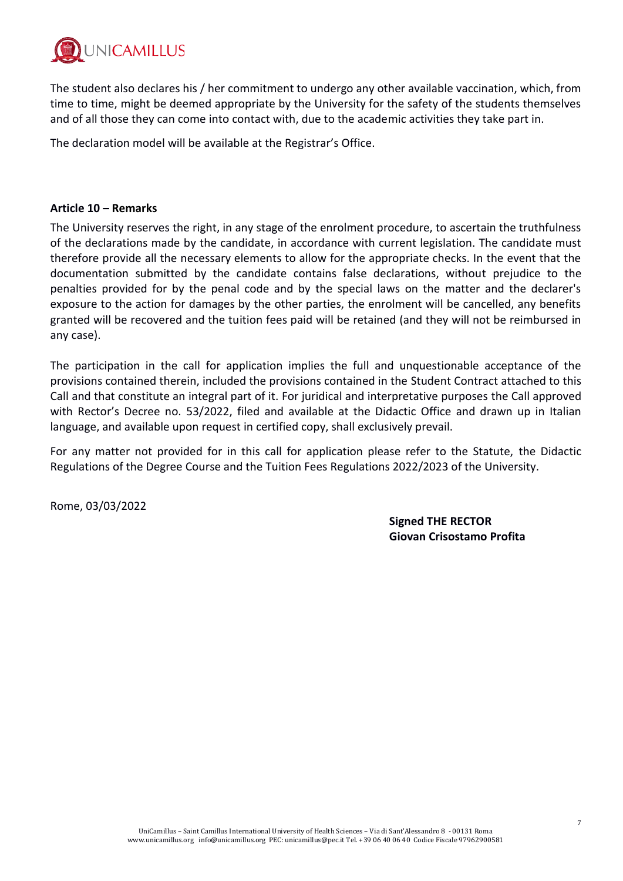The student also declares his / her commitment to undergo any other available vaccination, which, from time to time, might be deemed appropriate by the University for the safety of the students themselves and of all those they can come into contact with, due to the academic activities they take part in.

The declaration model will be available at the Registrar's Office.

**Article 10 – Remarks**

The University reserves the right, in any stage of the enrolment procedure, to ascertain the truthfulness of the declarations made by the candidate, in accordance with current legislation. The candidate must therefore provide all the necessary elements to allow for the appropriate checks. In the event that the documentation submitted by the candidate contains false declarations, without prejudice to the penalties provided for by the penal code and by the special laws on the matter and the declarer's exposure to the action for damages by the other parties, the enrolment will be cancelled, any benefits granted will be recovered and the tuition fees paid will be retained (and they will not be reimbursed in any case).

The participation in the call for application implies the full and unquestionable acceptance of the provisions contained therein, included the provisions contained in the Student Contract attached to this Call and that constitute an integral part of it. For juridical and interpretative purposes the Call approved with Rector's Decree no. 53/2022, filed and available at the Didactic Office and drawn up in Italian language, and available upon request in certified copy, shall exclusively prevail.

For any matter not provided for in this call for application please refer to the Statute, the Didactic Regulations of the Degree Course and the Tuition Fees Regulations 2022/2023 of the University.

Rome, 03/03/2022

**Signed THE RECTOR**
**Giovan Crisostamo Profita**